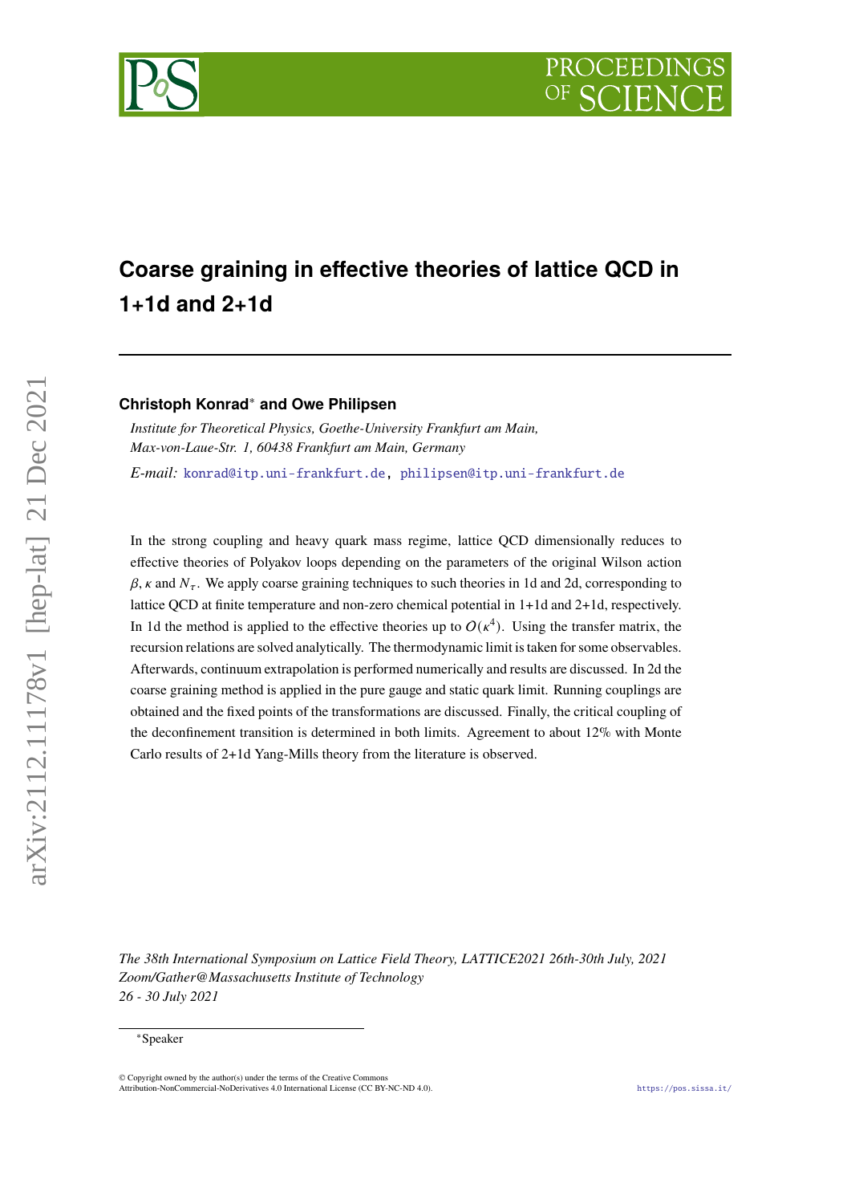# Coarse graining in effective theories of lattice QCD in 1+1d and 2+1d

**Christoph Konrad[*] and Owe Philipsen**

*Institute for Theoretical Physics, Goethe-University Frankfurt am Main, Max-von-Laue-Str. 1, 60438 Frankfurt am Main, Germany*

*E-mail:* konrad@itp.uni-frankfurt.de, philipsen@itp.uni-frankfurt.de

In the strong coupling and heavy quark mass regime, lattice QCD dimensionally reduces to effective theories of Polyakov loops depending on the parameters of the original Wilson action $\beta$, $\kappa$ and $N_\tau$. We apply coarse graining techniques to such theories in 1d and 2d, corresponding to lattice QCD at finite temperature and non-zero chemical potential in 1+1d and 2+1d, respectively. In 1d the method is applied to the effective theories up to $O(\kappa^4)$. Using the transfer matrix, the recursion relations are solved analytically. The thermodynamic limit is taken for some observables. Afterwards, continuum extrapolation is performed numerically and results are discussed. In 2d the coarse graining method is applied in the pure gauge and static quark limit. Running couplings are obtained and the fixed points of the transformations are discussed. Finally, the critical coupling of the deconfinement transition is determined in both limits. Agreement to about 12% with Monte Carlo results of 2+1d Yang-Mills theory from the literature is observed.

*The 38th International Symposium on Lattice Field Theory, LATTICE2021 26th-30th July, 2021 Zoom/Gather@Massachusetts Institute of Technology 26 - 30 July 2021*

[*] Speaker

© Copyright owned by the author(s) under the terms of the Creative Commons Attribution-NonCommercial-NoDerivatives 4.0 International License (CC BY-NC-ND 4.0).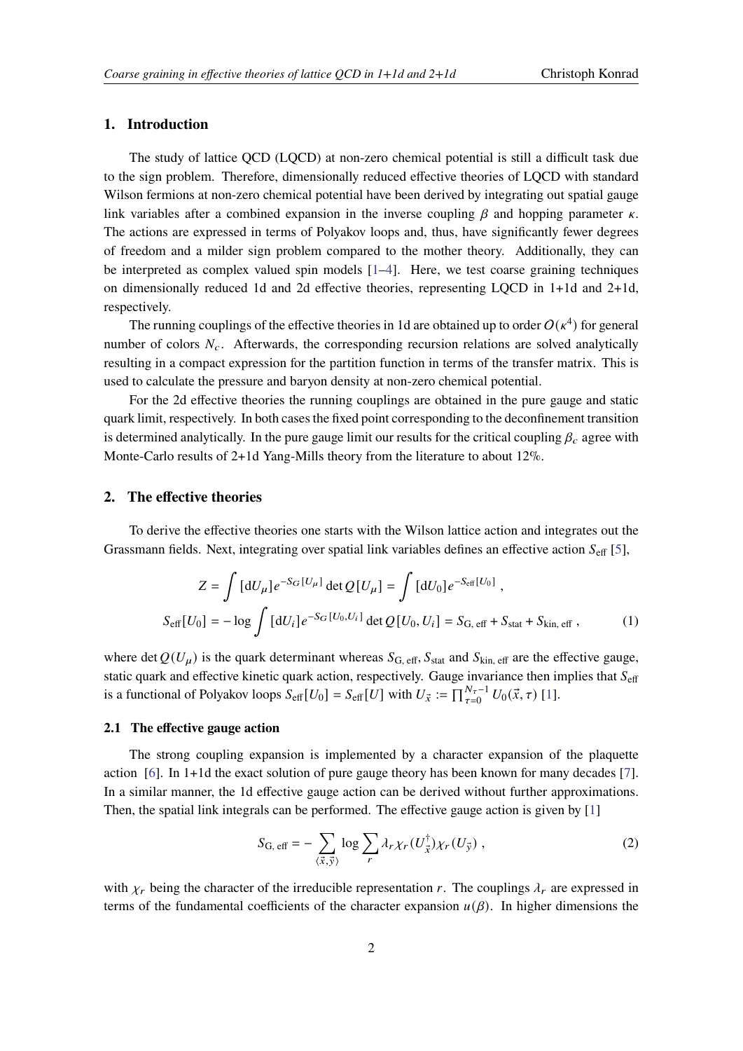## 1. Introduction

The study of lattice QCD (LQCD) at non-zero chemical potential is still a difficult task due to the sign problem. Therefore, dimensionally reduced effective theories of LQCD with standard Wilson fermions at non-zero chemical potential have been derived by integrating out spatial gauge link variables after a combined expansion in the inverse coupling $\beta$ and hopping parameter $\kappa$. The actions are expressed in terms of Polyakov loops and, thus, have significantly fewer degrees of freedom and a milder sign problem compared to the mother theory. Additionally, they can be interpreted as complex valued spin models [1–4]. Here, we test coarse graining techniques on dimensionally reduced 1d and 2d effective theories, representing LQCD in 1+1d and 2+1d, respectively.

The running couplings of the effective theories in 1d are obtained up to order $O(\kappa^4)$ for general number of colors $N_c$. Afterwards, the corresponding recursion relations are solved analytically resulting in a compact expression for the partition function in terms of the transfer matrix. This is used to calculate the pressure and baryon density at non-zero chemical potential.

For the 2d effective theories the running couplings are obtained in the pure gauge and static quark limit, respectively. In both cases the fixed point corresponding to the deconfinement transition is determined analytically. In the pure gauge limit our results for the critical coupling $\beta_c$ agree with Monte-Carlo results of 2+1d Yang-Mills theory from the literature to about 12%.

## 2. The effective theories

To derive the effective theories one starts with the Wilson lattice action and integrates out the Grassmann fields. Next, integrating over spatial link variables defines an effective action $S_{\text{eff}}$ [5],

$$
\begin{aligned}
Z &= \int [\mathrm{d}U_\mu] e^{-S_G[U_\mu]} \det Q[U_\mu] = \int [\mathrm{d}U_0] e^{-S_{\text{eff}}[U_0]} \;, \\
S_{\text{eff}}[U_0] &= -\log \int [\mathrm{d}U_i] e^{-S_G[U_0, U_i]} \det Q[U_0, U_i] = S_{\text{G, eff}} + S_{\text{stat}} + S_{\text{kin, eff}} \;,
\end{aligned}
\tag{1}
$$

where $\det Q(U_\mu)$ is the quark determinant whereas $S_{\text{G, eff}}$, $S_{\text{stat}}$ and $S_{\text{kin, eff}}$ are the effective gauge, static quark and effective kinetic quark action, respectively. Gauge invariance then implies that $S_{\text{eff}}$ is a functional of Polyakov loops $S_{\text{eff}}[U_0] = S_{\text{eff}}[U]$ with $U_{\vec{x}} := \prod_{\tau=0}^{N_\tau - 1} U_0(\vec{x}, \tau)$ [1].

### 2.1 The effective gauge action

The strong coupling expansion is implemented by a character expansion of the plaquette action [6]. In 1+1d the exact solution of pure gauge theory has been known for many decades [7]. In a similar manner, the 1d effective gauge action can be derived without further approximations. Then, the spatial link integrals can be performed. The effective gauge action is given by [1]

$$
S_{\text{G, eff}} = - \sum_{\langle \vec{x}, \vec{y} \rangle} \log \sum_r \lambda_r \chi_r (U_{\vec{x}}^\dagger) \chi_r (U_{\vec{y}}) \;,
\tag{2}
$$

with $\chi_r$ being the character of the irreducible representation $r$. The couplings $\lambda_r$ are expressed in terms of the fundamental coefficients of the character expansion $u(\beta)$. In higher dimensions the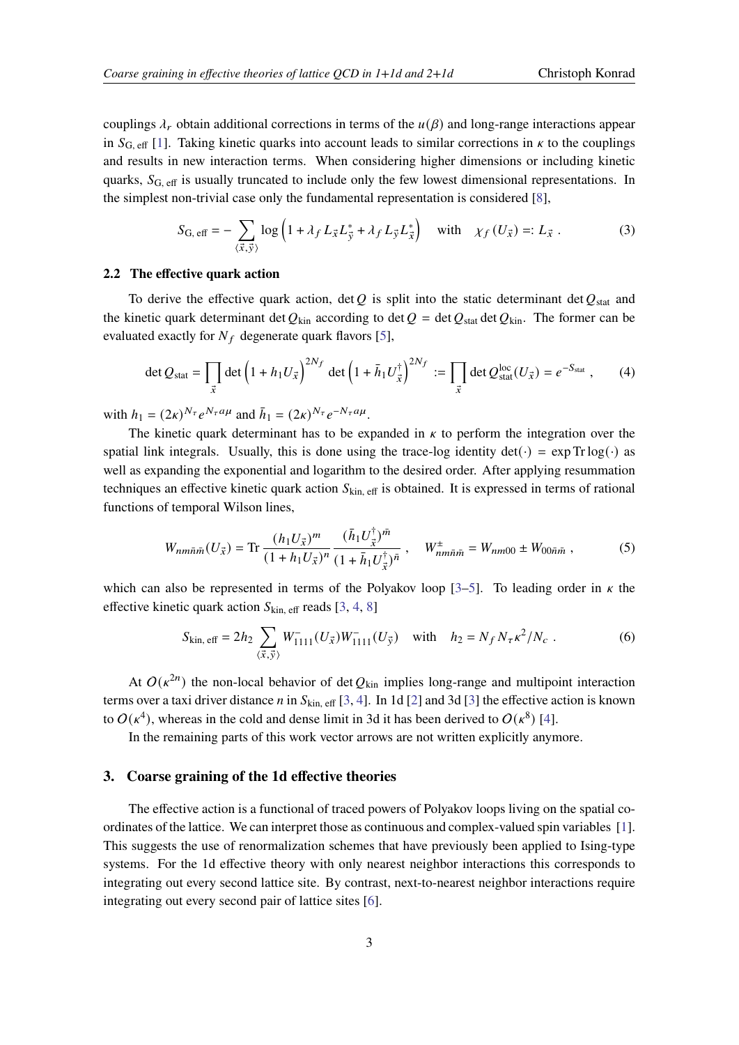couplings $\lambda_r$ obtain additional corrections in terms of the $u(\beta)$ and long-range interactions appear in $S_{\text{G, eff}}$ [1]. Taking kinetic quarks into account leads to similar corrections in $\kappa$ to the couplings and results in new interaction terms. When considering higher dimensions or including kinetic quarks, $S_{\text{G, eff}}$ is usually truncated to include only the few lowest dimensional representations. In the simplest non-trivial case only the fundamental representation is considered [8],

$$S_{\text{G, eff}} = -\sum_{\langle \vec{x}, \vec{y} \rangle} \log\left(1 + \lambda_f L_{\vec{x}} L_{\vec{y}}^* + \lambda_f L_{\vec{y}} L_{\vec{x}}^*\right) \quad \text{with} \quad \chi_f(U_{\vec{x}}) =: L_{\vec{x}} \; . \tag{3}$$

### 2.2 The effective quark action

To derive the effective quark action, $\det Q$ is split into the static determinant $\det Q_{\text{stat}}$ and the kinetic quark determinant $\det Q_{\text{kin}}$ according to $\det Q = \det Q_{\text{stat}} \det Q_{\text{kin}}$. The former can be evaluated exactly for $N_f$ degenerate quark flavors [5],

$$\det Q_{\text{stat}} = \prod_{\vec{x}} \det\left(1 + h_1 U_{\vec{x}}\right)^{2N_f} \det\left(1 + \bar{h}_1 U_{\vec{x}}^\dagger\right)^{2N_f} := \prod_{\vec{x}} \det Q_{\text{stat}}^{\text{loc}}(U_{\vec{x}}) = e^{-S_{\text{stat}}} \; , \tag{4}$$

with $h_1 = (2\kappa)^{N_\tau} e^{N_\tau a\mu}$ and $\bar{h}_1 = (2\kappa)^{N_\tau} e^{-N_\tau a\mu}$.

The kinetic quark determinant has to be expanded in $\kappa$ to perform the integration over the spatial link integrals. Usually, this is done using the trace-log identity $\det(\cdot) = \exp \operatorname{Tr} \log(\cdot)$ as well as expanding the exponential and logarithm to the desired order. After applying resummation techniques an effective kinetic quark action $S_{\text{kin, eff}}$ is obtained. It is expressed in terms of rational functions of temporal Wilson lines,

$$W_{nm\bar{n}\bar{m}}(U_{\vec{x}}) = \operatorname{Tr} \frac{(h_1 U_{\vec{x}})^m}{(1 + h_1 U_{\vec{x}})^n} \frac{(\bar{h}_1 U_{\vec{x}}^\dagger)^{\bar{m}}}{(1 + \bar{h}_1 U_{\vec{x}}^\dagger)^{\bar{n}}} \; , \quad W_{nm\bar{n}\bar{m}}^{\pm} = W_{nm00} \pm W_{00\bar{n}\bar{m}} \; , \tag{5}$$

which can also be represented in terms of the Polyakov loop [3–5]. To leading order in $\kappa$ the effective kinetic quark action $S_{\text{kin, eff}}$ reads [3, 4, 8]

$$S_{\text{kin, eff}} = 2h_2 \sum_{\langle \vec{x}, \vec{y} \rangle} W_{1111}^{-}(U_{\vec{x}}) W_{1111}^{-}(U_{\vec{y}}) \quad \text{with} \quad h_2 = N_f N_\tau \kappa^2 / N_c \; . \tag{6}$$

At $O(\kappa^{2n})$ the non-local behavior of $\det Q_{\text{kin}}$ implies long-range and multipoint interaction terms over a taxi driver distance $n$ in $S_{\text{kin, eff}}$ [3, 4]. In 1d [2] and 3d [3] the effective action is known to $O(\kappa^4)$, whereas in the cold and dense limit in 3d it has been derived to $O(\kappa^8)$ [4].

In the remaining parts of this work vector arrows are not written explicitly anymore.

## 3. Coarse graining of the 1d effective theories

The effective action is a functional of traced powers of Polyakov loops living on the spatial coordinates of the lattice. We can interpret those as continuous and complex-valued spin variables [1]. This suggests the use of renormalization schemes that have previously been applied to Ising-type systems. For the 1d effective theory with only nearest neighbor interactions this corresponds to integrating out every second lattice site. By contrast, next-to-nearest neighbor interactions require integrating out every second pair of lattice sites [6].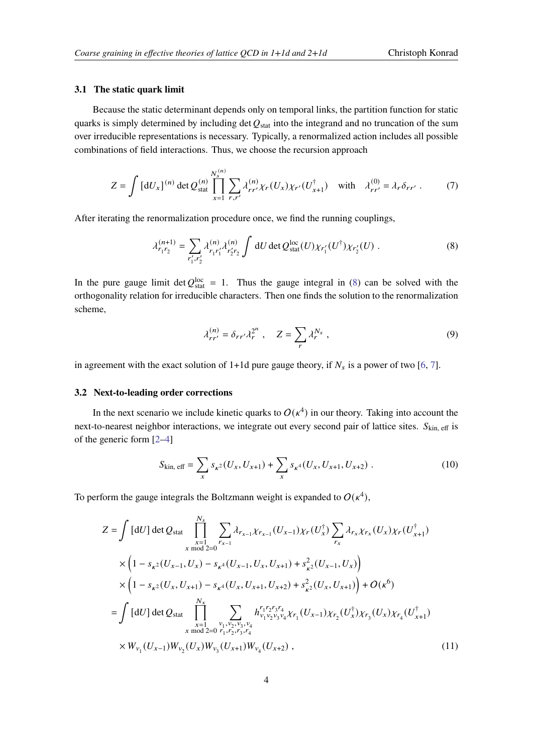### 3.1 The static quark limit

Because the static determinant depends only on temporal links, the partition function for static quarks is simply determined by including $\det Q_{\text{stat}}$ into the integrand and no truncation of the sum over irreducible representations is necessary. Typically, a renormalized action includes all possible combinations of field interactions. Thus, we choose the recursion approach

$$Z = \int [\mathrm{d}U_x]^{(n)} \det Q^{(n)}_{\text{stat}} \prod_{x=1}^{N_s^{(n)}} \sum_{r,r'} \lambda^{(n)}_{rr'} \chi_r(U_x) \chi_{r'}(U^\dagger_{x+1}) \quad \text{with} \quad \lambda^{(0)}_{rr'} = \lambda_r \delta_{rr'} \; . \tag{7}$$

After iterating the renormalization procedure once, we find the running couplings,

$$\lambda^{(n+1)}_{r_1 r_2} = \sum_{r'_1, r'_2} \lambda^{(n)}_{r_1 r'_1} \lambda^{(n)}_{r'_2 r_2} \int \mathrm{d}U \det Q^{\text{loc}}_{\text{stat}}(U) \chi_{r'_1}(U^\dagger) \chi_{r'_2}(U) \; . \tag{8}$$

In the pure gauge limit $\det Q^{\text{loc}}_{\text{stat}} = 1$. Thus the gauge integral in (8) can be solved with the orthogonality relation for irreducible characters. Then one finds the solution to the renormalization scheme,

$$\lambda^{(n)}_{rr'} = \delta_{rr'} \lambda_r^{2^n} \; , \quad Z = \sum_r \lambda_r^{N_s} \; , \tag{9}$$

in agreement with the exact solution of 1+1d pure gauge theory, if $N_s$ is a power of two [6, 7].

### 3.2 Next-to-leading order corrections

In the next scenario we include kinetic quarks to $O(\kappa^4)$ in our theory. Taking into account the next-to-nearest neighbor interactions, we integrate out every second pair of lattice sites. $S_{\text{kin, eff}}$ is of the generic form [2–4]

$$S_{\text{kin, eff}} = \sum_x s_{\kappa^2}(U_x, U_{x+1}) + \sum_x s_{\kappa^4}(U_x, U_{x+1}, U_{x+2}) \; . \tag{10}$$

To perform the gauge integrals the Boltzmann weight is expanded to $O(\kappa^4)$,

$$\begin{aligned}
Z = &\int [\mathrm{d}U] \det Q_{\text{stat}} \prod_{\substack{x=1 \\ x \bmod 2 = 0}}^{N_s} \sum_{r_{x-1}} \lambda_{r_{x-1}} \chi_{r_{x-1}}(U_{x-1}) \chi_r(U^\dagger_x) \sum_{r_x} \lambda_{r_x} \chi_{r_x}(U_x) \chi_r(U^\dagger_{x+1}) \\
&\times \Big(1 - s_{\kappa^2}(U_{x-1}, U_x) - s_{\kappa^4}(U_{x-1}, U_x, U_{x+1}) + s^2_{\kappa^2}(U_{x-1}, U_x)\Big) \\
&\times \Big(1 - s_{\kappa^2}(U_x, U_{x+1}) - s_{\kappa^4}(U_x, U_{x+1}, U_{x+2}) + s^2_{\kappa^2}(U_x, U_{x+1})\Big) + O(\kappa^6) \\
= &\int [\mathrm{d}U] \det Q_{\text{stat}} \prod_{\substack{x=1 \\ x \bmod 2 = 0}}^{N_x} \sum_{\substack{v_1, v_2, v_3, v_4 \\ r_1, r_2, r_3, r_4}} h^{r_1 r_2 r_3 r_4}_{v_1 v_2 v_3 v_4} \chi_{r_1}(U_{x-1}) \chi_{r_2}(U^\dagger_x) \chi_{r_3}(U_x) \chi_{r_4}(U^\dagger_{x+1}) \\
&\times W_{v_1}(U_{x-1}) W_{v_2}(U_x) W_{v_3}(U_{x+1}) W_{v_4}(U_{x+2}) \; ,
\end{aligned} \tag{11}$$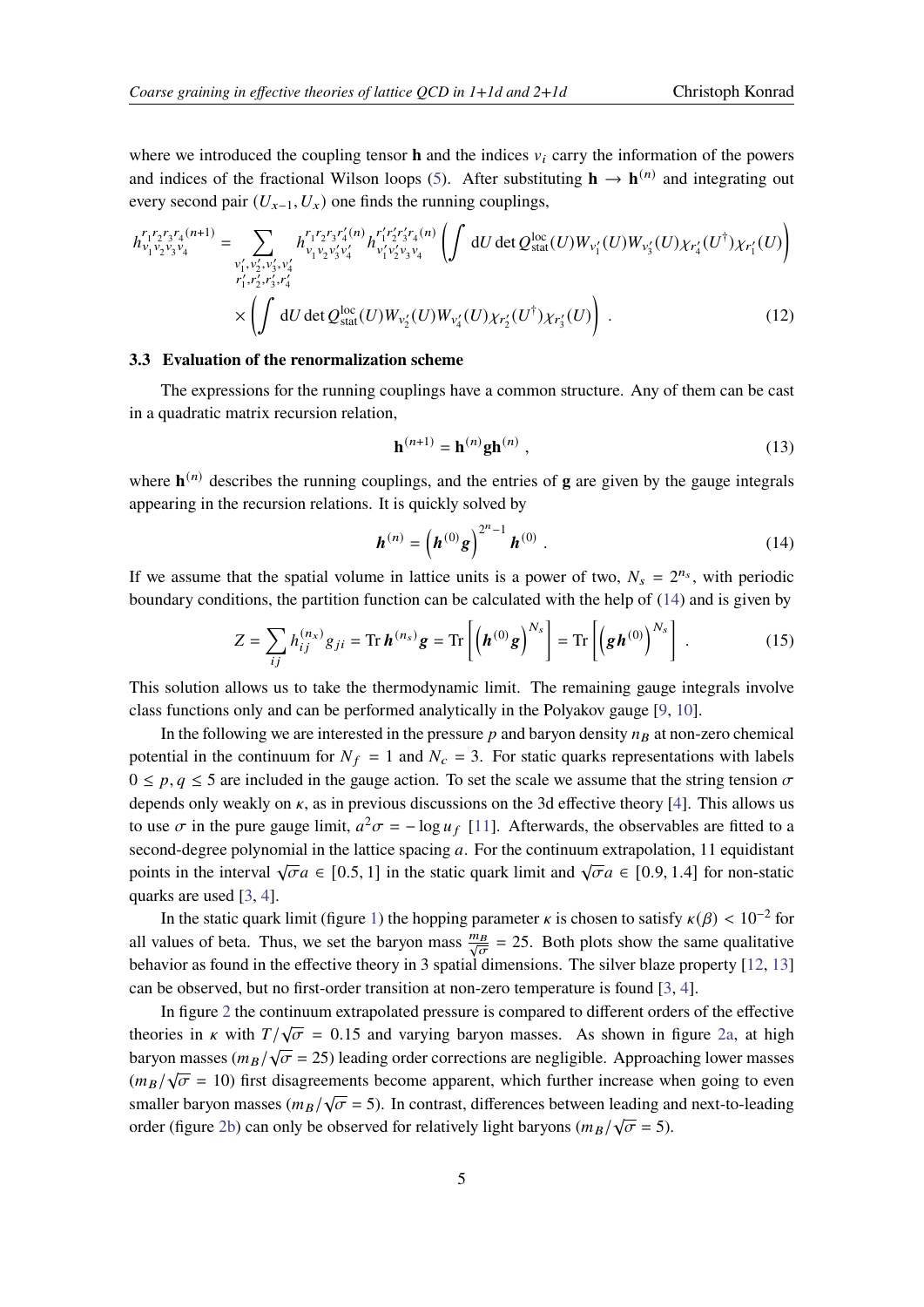where we introduced the coupling tensor $\mathbf{h}$ and the indices $v_i$ carry the information of the powers and indices of the fractional Wilson loops (5). After substituting $\mathbf{h} \to \mathbf{h}^{(n)}$ and integrating out every second pair $(U_{x-1}, U_x)$ one finds the running couplings,

$$
\begin{aligned}
h^{r_1 r_2 r_3 r_4 (n+1)}_{v_1 v_2 v_3 v_4} = \sum_{\substack{v_1', v_2', v_3', v_4' \\ r_1', r_2', r_3', r_4'}} & h^{r_1 r_2 r_3 r_4' (n)}_{v_1 v_2 v_3' v_4'} h^{r_1' r_2' r_3' r_4 (n)}_{v_1' v_2' v_3 v_4} \left( \int \mathrm{d}U \det Q^{\mathrm{loc}}_{\mathrm{stat}}(U) W_{v_1'}(U) W_{v_3'}(U) \chi_{r_4'}(U^\dagger) \chi_{r_1'}(U) \right) \\
& \times \left( \int \mathrm{d}U \det Q^{\mathrm{loc}}_{\mathrm{stat}}(U) W_{v_2'}(U) W_{v_4'}(U) \chi_{r_2'}(U^\dagger) \chi_{r_3'}(U) \right) . 
\end{aligned}
\tag{12}
$$

### 3.3 Evaluation of the renormalization scheme

The expressions for the running couplings have a common structure. Any of them can be cast in a quadratic matrix recursion relation,

$$
\mathbf{h}^{(n+1)} = \mathbf{h}^{(n)} \mathbf{g} \mathbf{h}^{(n)} , \tag{13}
$$

where $\mathbf{h}^{(n)}$ describes the running couplings, and the entries of $\mathbf{g}$ are given by the gauge integrals appearing in the recursion relations. It is quickly solved by

$$
\boldsymbol{h}^{(n)} = \left( \boldsymbol{h}^{(0)} \boldsymbol{g} \right)^{2^n - 1} \boldsymbol{h}^{(0)} . \tag{14}
$$

If we assume that the spatial volume in lattice units is a power of two, $N_s = 2^{n_s}$, with periodic boundary conditions, the partition function can be calculated with the help of (14) and is given by

$$
Z = \sum_{ij} h^{(n_s)}_{ij} g_{ji} = \mathrm{Tr}\, \boldsymbol{h}^{(n_s)} \boldsymbol{g} = \mathrm{Tr} \left[ \left( \boldsymbol{h}^{(0)} \boldsymbol{g} \right)^{N_s} \right] = \mathrm{Tr} \left[ \left( \boldsymbol{g} \boldsymbol{h}^{(0)} \right)^{N_s} \right] . \tag{15}
$$

This solution allows us to take the thermodynamic limit. The remaining gauge integrals involve class functions only and can be performed analytically in the Polyakov gauge [9, 10].

In the following we are interested in the pressure $p$ and baryon density $n_B$ at non-zero chemical potential in the continuum for $N_f = 1$ and $N_c = 3$. For static quarks representations with labels $0 \leq p, q \leq 5$ are included in the gauge action. To set the scale we assume that the string tension $\sigma$ depends only weakly on $\kappa$, as in previous discussions on the 3d effective theory [4]. This allows us to use $\sigma$ in the pure gauge limit, $a^2\sigma = -\log u_f$ [11]. Afterwards, the observables are fitted to a second-degree polynomial in the lattice spacing $a$. For the continuum extrapolation, 11 equidistant points in the interval $\sqrt{\sigma}a \in [0.5, 1]$ in the static quark limit and $\sqrt{\sigma}a \in [0.9, 1.4]$ for non-static quarks are used [3, 4].

In the static quark limit (figure 1) the hopping parameter $\kappa$ is chosen to satisfy $\kappa(\beta) < 10^{-2}$ for all values of beta. Thus, we set the baryon mass $\frac{m_B}{\sqrt{\sigma}} = 25$. Both plots show the same qualitative behavior as found in the effective theory in 3 spatial dimensions. The silver blaze property [12, 13] can be observed, but no first-order transition at non-zero temperature is found [3, 4].

In figure 2 the continuum extrapolated pressure is compared to different orders of the effective theories in $\kappa$ with $T/\sqrt{\sigma} = 0.15$ and varying baryon masses. As shown in figure 2a, at high baryon masses ($m_B/\sqrt{\sigma} = 25$) leading order corrections are negligible. Approaching lower masses ($m_B/\sqrt{\sigma} = 10$) first disagreements become apparent, which further increase when going to even smaller baryon masses ($m_B/\sqrt{\sigma} = 5$). In contrast, differences between leading and next-to-leading order (figure 2b) can only be observed for relatively light baryons ($m_B/\sqrt{\sigma} = 5$).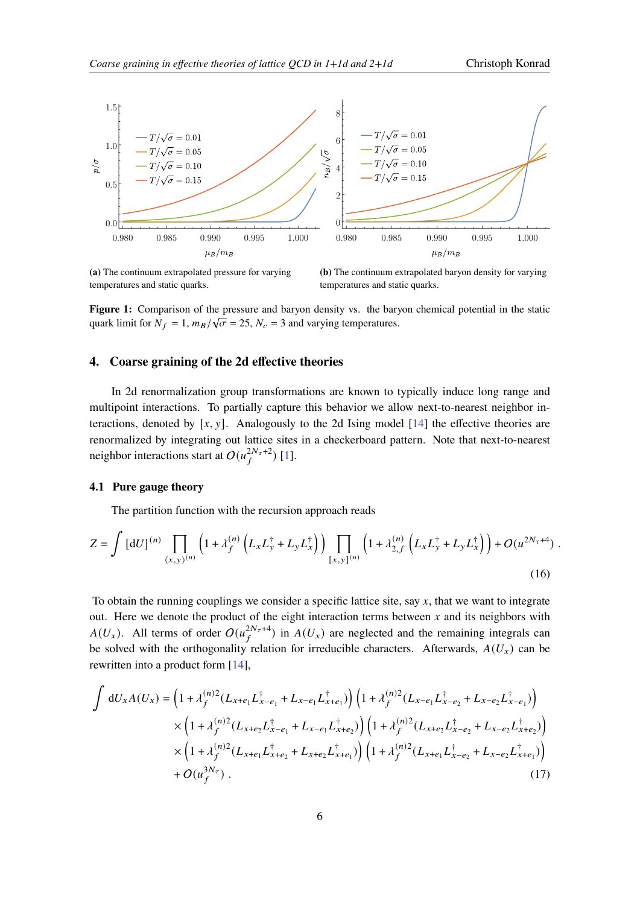(a) The continuum extrapolated pressure for varying temperatures and static quarks.

(b) The continuum extrapolated baryon density for varying temperatures and static quarks.

**Figure 1:** Comparison of the pressure and baryon density vs. the baryon chemical potential in the static quark limit for $N_f = 1$, $m_B/\sqrt{\sigma} = 25$, $N_c = 3$ and varying temperatures.

## 4. Coarse graining of the 2d effective theories

In 2d renormalization group transformations are known to typically induce long range and multipoint interactions. To partially capture this behavior we allow next-to-nearest neighbor interactions, denoted by $[x, y]$. Analogously to the 2d Ising model [14] the effective theories are renormalized by integrating out lattice sites in a checkerboard pattern. Note that next-to-nearest neighbor interactions start at $O(u_f^{2N_\tau+2})$ [1].

### 4.1 Pure gauge theory

The partition function with the recursion approach reads

$$Z = \int [dU]^{(n)} \prod_{\langle x,y\rangle^{(n)}} \left(1 + \lambda_f^{(n)}\left(L_x L_y^\dagger + L_y L_x^\dagger\right)\right) \prod_{[x,y]^{(n)}} \left(1 + \lambda_{2,f}^{(n)}\left(L_x L_y^\dagger + L_y L_x^\dagger\right)\right) + O(u^{2N_\tau+4}) \,. \tag{16}$$

To obtain the running couplings we consider a specific lattice site, say $x$, that we want to integrate out. Here we denote the product of the eight interaction terms between $x$ and its neighbors with $A(U_x)$. All terms of order $O(u_f^{2N_\tau+4})$ in $A(U_x)$ are neglected and the remaining integrals can be solved with the orthogonality relation for irreducible characters. Afterwards, $A(U_x)$ can be rewritten into a product form [14],

$$\begin{aligned}
\int dU_x A(U_x) = &\left(1 + \lambda_f^{(n)2}(L_{x+e_1}L_{x-e_1}^\dagger + L_{x-e_1}L_{x+e_1}^\dagger)\right)\left(1 + \lambda_f^{(n)2}(L_{x-e_1}L_{x-e_2}^\dagger + L_{x-e_2}L_{x-e_1}^\dagger)\right) \\
&\times \left(1 + \lambda_f^{(n)2}(L_{x+e_2}L_{x-e_1}^\dagger + L_{x-e_1}L_{x+e_2}^\dagger)\right)\left(1 + \lambda_f^{(n)2}(L_{x+e_2}L_{x-e_2}^\dagger + L_{x-e_2}L_{x+e_2}^\dagger)\right) \\
&\times \left(1 + \lambda_f^{(n)2}(L_{x+e_1}L_{x+e_2}^\dagger + L_{x+e_2}L_{x+e_1}^\dagger)\right)\left(1 + \lambda_f^{(n)2}(L_{x+e_1}L_{x-e_2}^\dagger + L_{x-e_2}L_{x+e_1}^\dagger)\right) \\
&+ O(u_f^{3N_\tau}) \,.
\end{aligned} \tag{17}$$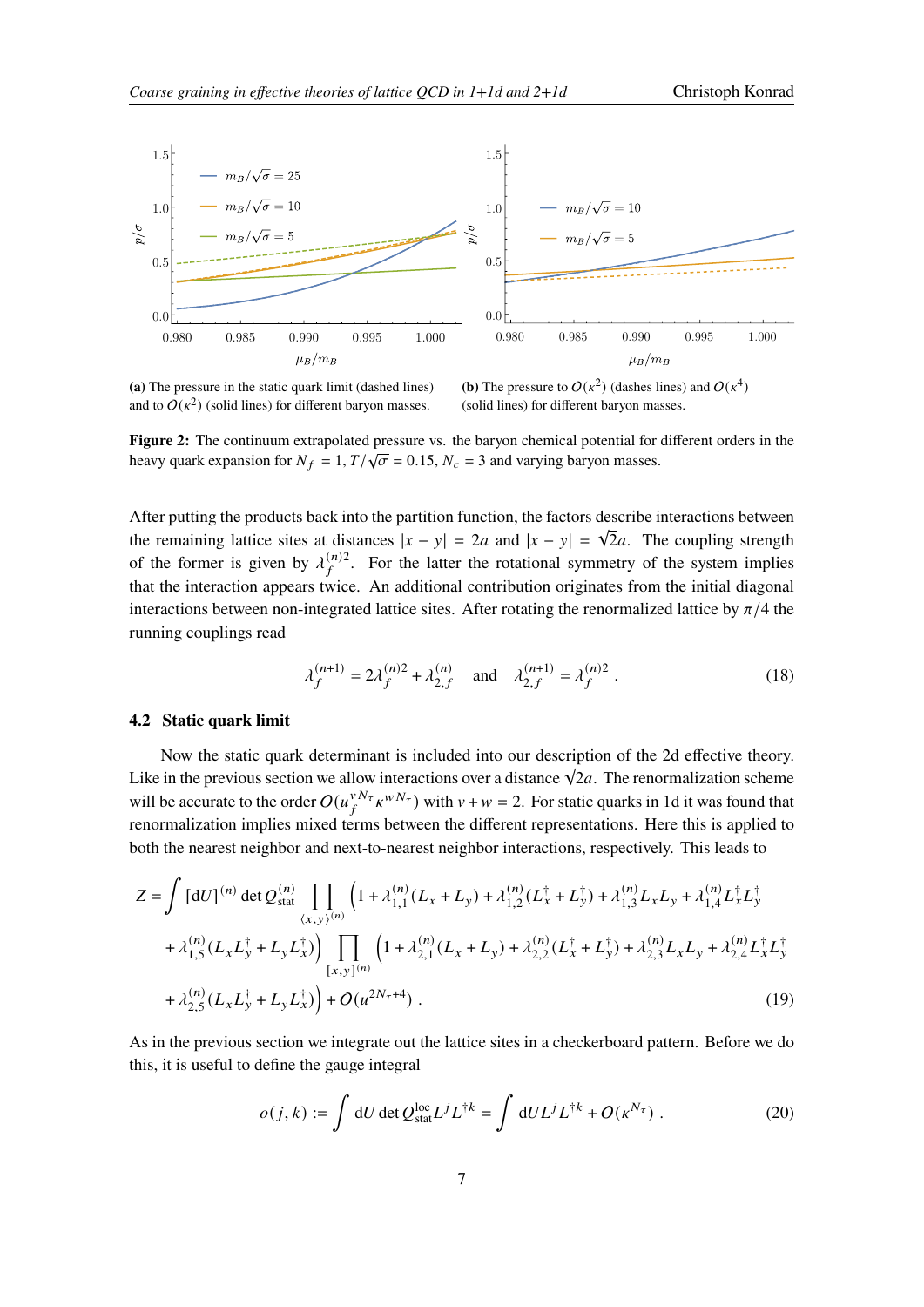(a) The pressure in the static quark limit (dashed lines) and to $O(\kappa^2)$ (solid lines) for different baryon masses.

(b) The pressure to $O(\kappa^2)$ (dashes lines) and $O(\kappa^4)$ (solid lines) for different baryon masses.

**Figure 2:** The continuum extrapolated pressure vs. the baryon chemical potential for different orders in the heavy quark expansion for $N_f = 1, T/\sqrt{\sigma} = 0.15, N_c = 3$ and varying baryon masses.

After putting the products back into the partition function, the factors describe interactions between the remaining lattice sites at distances $|x-y| = 2a$ and $|x-y| = \sqrt{2}a$. The coupling strength of the former is given by $\lambda_f^{(n)2}$. For the latter the rotational symmetry of the system implies that the interaction appears twice. An additional contribution originates from the initial diagonal interactions between non-integrated lattice sites. After rotating the renormalized lattice by $\pi/4$ the running couplings read

$$\lambda_f^{(n+1)} = 2\lambda_f^{(n)2} + \lambda_{2,f}^{(n)} \quad \text{and} \quad \lambda_{2,f}^{(n+1)} = \lambda_f^{(n)2} \,. \tag{18}$$

### 4.2 Static quark limit

Now the static quark determinant is included into our description of the 2d effective theory. Like in the previous section we allow interactions over a distance $\sqrt{2}a$. The renormalization scheme will be accurate to the order $O(u_f^{vN_\tau}\kappa^{wN_\tau})$ with $v+w=2$. For static quarks in 1d it was found that renormalization implies mixed terms between the different representations. Here this is applied to both the nearest neighbor and next-to-nearest neighbor interactions, respectively. This leads to

$$\begin{aligned}
Z = \int [\mathrm{d}U]^{(n)} \det Q_{\text{stat}}^{(n)} \prod_{\langle x,y\rangle^{(n)}} \Big(&1 + \lambda_{1,1}^{(n)}(L_x + L_y) + \lambda_{1,2}^{(n)}(L_x^\dagger + L_y^\dagger) + \lambda_{1,3}^{(n)} L_x L_y + \lambda_{1,4}^{(n)} L_x^\dagger L_y^\dagger \\
&+ \lambda_{1,5}^{(n)}(L_x L_y^\dagger + L_y L_x^\dagger)\Big) \prod_{[x,y]^{(n)}} \Big(1 + \lambda_{2,1}^{(n)}(L_x + L_y) + \lambda_{2,2}^{(n)}(L_x^\dagger + L_y^\dagger) + \lambda_{2,3}^{(n)} L_x L_y + \lambda_{2,4}^{(n)} L_x^\dagger L_y^\dagger \\
&+ \lambda_{2,5}^{(n)}(L_x L_y^\dagger + L_y L_x^\dagger)\Big) + O(u^{2N_\tau+4}) \,.
\end{aligned} \tag{19}$$

As in the previous section we integrate out the lattice sites in a checkerboard pattern. Before we do this, it is useful to define the gauge integral

$$o(j,k) := \int \mathrm{d}U \det Q_{\text{stat}}^{\text{loc}} L^j L^{\dagger k} = \int \mathrm{d}U L^j L^{\dagger k} + O(\kappa^{N_\tau}) \,. \tag{20}$$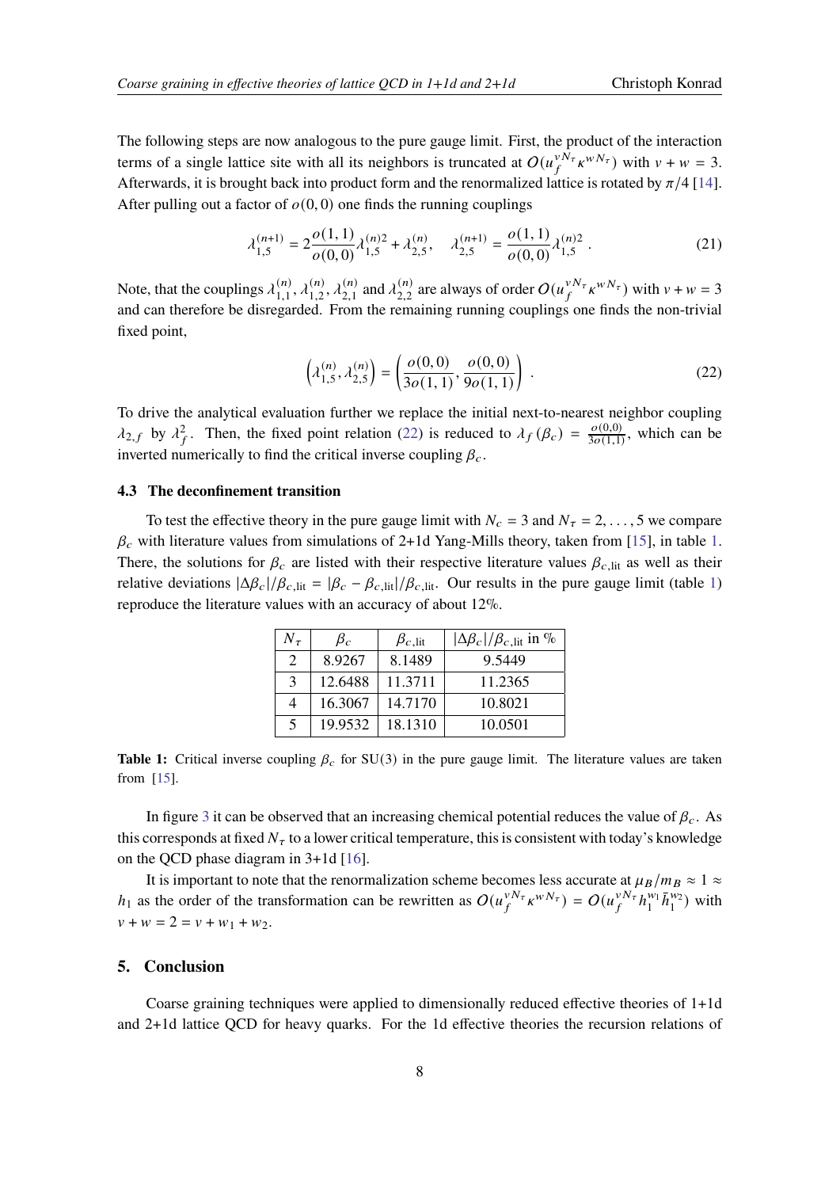The following steps are now analogous to the pure gauge limit. First, the product of the interaction terms of a single lattice site with all its neighbors is truncated at $O(u_f^{vN_\tau}\kappa^{wN_\tau})$ with $v+w=3$. Afterwards, it is brought back into product form and the renormalized lattice is rotated by $\pi/4$ [14]. After pulling out a factor of $o(0,0)$ one finds the running couplings

$$\lambda_{1,5}^{(n+1)} = 2\frac{o(1,1)}{o(0,0)}\lambda_{1,5}^{(n)2} + \lambda_{2,5}^{(n)}, \quad \lambda_{2,5}^{(n+1)} = \frac{o(1,1)}{o(0,0)}\lambda_{1,5}^{(n)2}. \tag{21}$$

Note, that the couplings $\lambda_{1,1}^{(n)}, \lambda_{1,2}^{(n)}, \lambda_{2,1}^{(n)}$ and $\lambda_{2,2}^{(n)}$ are always of order $O(u_f^{vN_\tau}\kappa^{wN_\tau})$ with $v+w=3$ and can therefore be disregarded. From the remaining running couplings one finds the non-trivial fixed point,

$$\left(\lambda_{1,5}^{(n)}, \lambda_{2,5}^{(n)}\right) = \left(\frac{o(0,0)}{3o(1,1)}, \frac{o(0,0)}{9o(1,1)}\right). \tag{22}$$

To drive the analytical evaluation further we replace the initial next-to-nearest neighbor coupling $\lambda_{2,f}$ by $\lambda_f^2$. Then, the fixed point relation (22) is reduced to $\lambda_f(\beta_c) = \frac{o(0,0)}{3o(1,1)}$, which can be inverted numerically to find the critical inverse coupling $\beta_c$.

### 4.3 The deconfinement transition

To test the effective theory in the pure gauge limit with $N_c = 3$ and $N_\tau = 2, \ldots, 5$ we compare $\beta_c$ with literature values from simulations of 2+1d Yang-Mills theory, taken from [15], in table 1. There, the solutions for $\beta_c$ are listed with their respective literature values $\beta_{c,\text{lit}}$ as well as their relative deviations $|\Delta\beta_c|/\beta_{c,\text{lit}} = |\beta_c - \beta_{c,\text{lit}}|/\beta_{c,\text{lit}}$. Our results in the pure gauge limit (table 1) reproduce the literature values with an accuracy of about 12%.

| $N_\tau$ | $\beta_c$ | $\beta_{c,\text{lit}}$ | $\lvert\Delta\beta_c\rvert/\beta_{c,\text{lit}}$ in % |
|---|---|---|---|
| 2 | 8.9267 | 8.1489 | 9.5449 |
| 3 | 12.6488 | 11.3711 | 11.2365 |
| 4 | 16.3067 | 14.7170 | 10.8021 |
| 5 | 19.9532 | 18.1310 | 10.0501 |

**Table 1:** Critical inverse coupling $\beta_c$ for SU(3) in the pure gauge limit. The literature values are taken from [15].

In figure 3 it can be observed that an increasing chemical potential reduces the value of $\beta_c$. As this corresponds at fixed $N_\tau$ to a lower critical temperature, this is consistent with today's knowledge on the QCD phase diagram in 3+1d [16].

It is important to note that the renormalization scheme becomes less accurate at $\mu_B/m_B \approx 1 \approx h_1$ as the order of the transformation can be rewritten as $O(u_f^{vN_\tau}\kappa^{wN_\tau}) = O(u_f^{vN_\tau}h_1^{w_1}\bar{h}_1^{w_2})$ with $v+w = 2 = v+w_1+w_2$.

## 5. Conclusion

Coarse graining techniques were applied to dimensionally reduced effective theories of 1+1d and 2+1d lattice QCD for heavy quarks. For the 1d effective theories the recursion relations of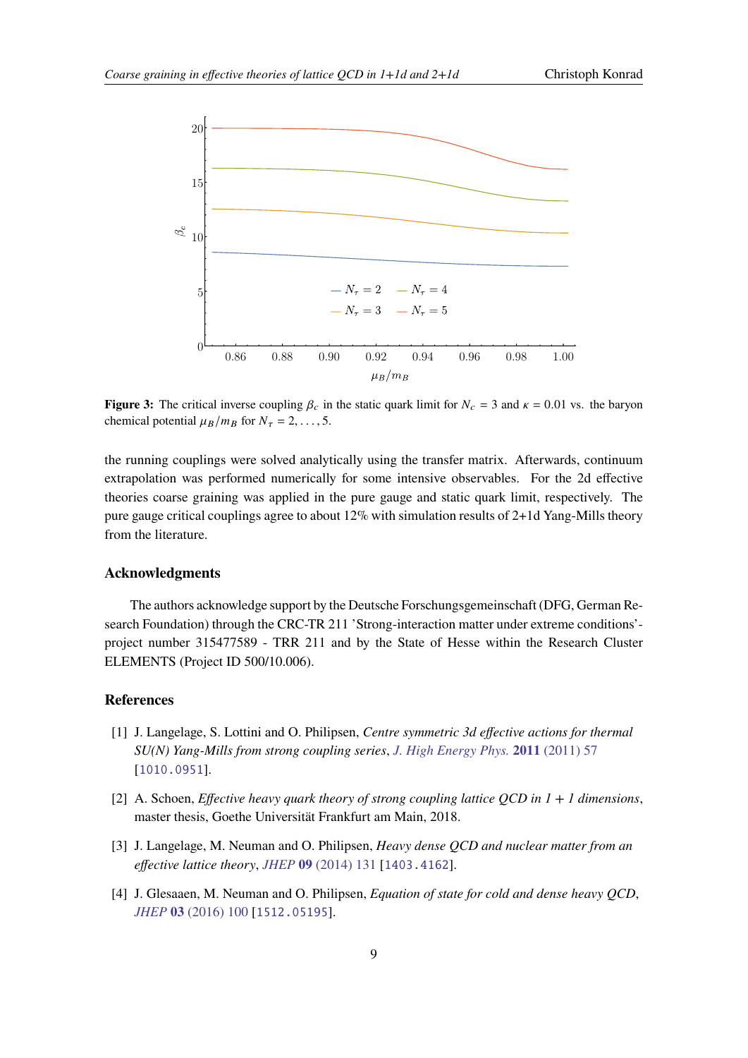**Figure 3:** The critical inverse coupling $\beta_c$ in the static quark limit for $N_c = 3$ and $\kappa = 0.01$ vs. the baryon chemical potential $\mu_B/m_B$ for $N_\tau = 2, \ldots, 5$.

the running couplings were solved analytically using the transfer matrix. Afterwards, continuum extrapolation was performed numerically for some intensive observables. For the 2d effective theories coarse graining was applied in the pure gauge and static quark limit, respectively. The pure gauge critical couplings agree to about 12% with simulation results of 2+1d Yang-Mills theory from the literature.

## Acknowledgments

The authors acknowledge support by the Deutsche Forschungsgemeinschaft (DFG, German Research Foundation) through the CRC-TR 211 'Strong-interaction matter under extreme conditions'- project number 315477589 - TRR 211 and by the State of Hesse within the Research Cluster ELEMENTS (Project ID 500/10.006).

## References

[1] J. Langelage, S. Lottini and O. Philipsen, *Centre symmetric 3d effective actions for thermal SU(N) Yang-Mills from strong coupling series*, J. High Energy Phys. **2011** (2011) 57 [1010.0951].

[2] A. Schoen, *Effective heavy quark theory of strong coupling lattice QCD in 1 + 1 dimensions*, master thesis, Goethe Universität Frankfurt am Main, 2018.

[3] J. Langelage, M. Neuman and O. Philipsen, *Heavy dense QCD and nuclear matter from an effective lattice theory*, JHEP **09** (2014) 131 [1403.4162].

[4] J. Glesaaen, M. Neuman and O. Philipsen, *Equation of state for cold and dense heavy QCD*, JHEP **03** (2016) 100 [1512.05195].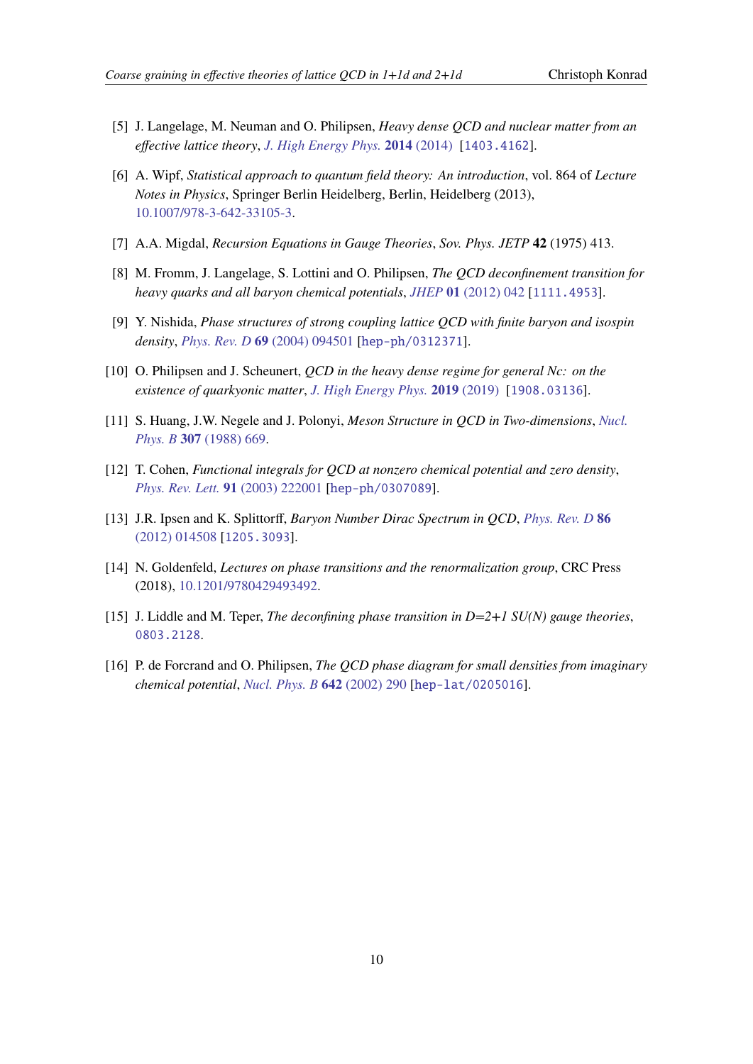[5] J. Langelage, M. Neuman and O. Philipsen, *Heavy dense QCD and nuclear matter from an effective lattice theory*, *J. High Energy Phys.* **2014** (2014) [1403.4162].

[6] A. Wipf, *Statistical approach to quantum field theory: An introduction*, vol. 864 of *Lecture Notes in Physics*, Springer Berlin Heidelberg, Berlin, Heidelberg (2013), 10.1007/978-3-642-33105-3.

[7] A.A. Migdal, *Recursion Equations in Gauge Theories*, *Sov. Phys. JETP* **42** (1975) 413.

[8] M. Fromm, J. Langelage, S. Lottini and O. Philipsen, *The QCD deconfinement transition for heavy quarks and all baryon chemical potentials*, *JHEP* **01** (2012) 042 [1111.4953].

[9] Y. Nishida, *Phase structures of strong coupling lattice QCD with finite baryon and isospin density*, *Phys. Rev. D* **69** (2004) 094501 [hep-ph/0312371].

[10] O. Philipsen and J. Scheunert, *QCD in the heavy dense regime for general Nc: on the existence of quarkyonic matter*, *J. High Energy Phys.* **2019** (2019) [1908.03136].

[11] S. Huang, J.W. Negele and J. Polonyi, *Meson Structure in QCD in Two-dimensions*, *Nucl. Phys. B* **307** (1988) 669.

[12] T. Cohen, *Functional integrals for QCD at nonzero chemical potential and zero density*, *Phys. Rev. Lett.* **91** (2003) 222001 [hep-ph/0307089].

[13] J.R. Ipsen and K. Splittorff, *Baryon Number Dirac Spectrum in QCD*, *Phys. Rev. D* **86** (2012) 014508 [1205.3093].

[14] N. Goldenfeld, *Lectures on phase transitions and the renormalization group*, CRC Press (2018), 10.1201/9780429493492.

[15] J. Liddle and M. Teper, *The deconfining phase transition in D=2+1 SU(N) gauge theories*, 0803.2128.

[16] P. de Forcrand and O. Philipsen, *The QCD phase diagram for small densities from imaginary chemical potential*, *Nucl. Phys. B* **642** (2002) 290 [hep-lat/0205016].